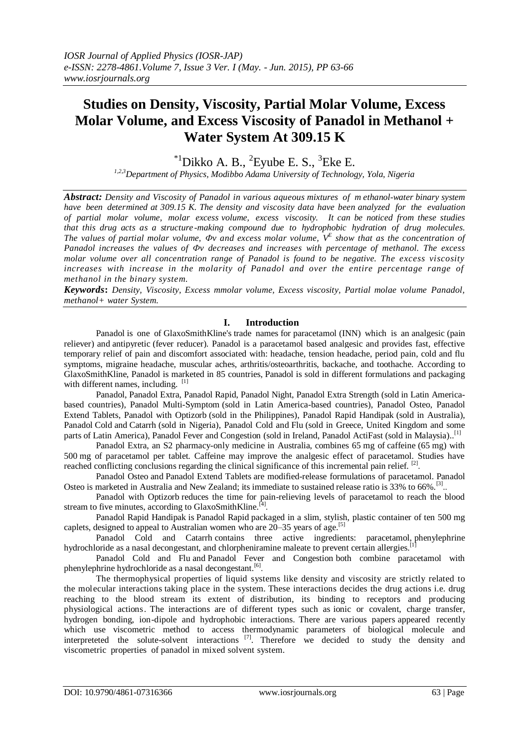# Studies on Density, Viscosity, Partial Molar Volume, Excess Molar Volume, and Excess Viscosity of Panadol in Methanol + Water System At 309.15 K

[*1]Dikko A. B., [2]Eyube E. S., [3]Eke E.

[1,2,3]*Department of Physics, Modibbo Adama University of Technology, Yola, Nigeria*

***Abstract:*** *Density and Viscosity of Panadol in various aqueous mixtures of m ethanol-water binary system have been determined at 309.15 K. The density and viscosity data have been analyzed for the evaluation of partial molar volume, molar excess volume, excess viscosity. It can be noticed from these studies that this drug acts as a structure-making compound due to hydrophobic hydration of drug molecules. The values of partial molar volume, $\Phi v$ and excess molar volume, $V^E$ show that as the concentration of Panadol increases the values of $\Phi v$ decreases and increases with percentage of methanol. The excess molar volume over all concentration range of Panadol is found to be negative. The excess viscosity increases with increase in the molarity of Panadol and over the entire percentage range of methanol in the binary system.*

***Keywords*****:** *Density, Viscosity, Excess mmolar volume, Excess viscosity, Partial molae volume Panadol, methanol+ water System.*

## I. Introduction

Panadol is one of GlaxoSmithKline's trade names for paracetamol (INN) which is an analgesic (pain reliever) and antipyretic (fever reducer). Panadol is a paracetamol based analgesic and provides fast, effective temporary relief of pain and discomfort associated with: headache, tension headache, period pain, cold and flu symptoms, migraine headache, muscular aches, arthritis/osteoarthritis, backache, and toothache. According to GlaxoSmithKline, Panadol is marketed in 85 countries, Panadol is sold in different formulations and packaging with different names, including. [1]

Panadol, Panadol Extra, Panadol Rapid, Panadol Night, Panadol Extra Strength (sold in Latin America-based countries), Panadol Multi-Symptom (sold in Latin America-based countries), Panadol Osteo, Panadol Extend Tablets, Panadol with Optizorb (sold in the Philippines), Panadol Rapid Handipak (sold in Australia), Panadol Cold and Catarrh (sold in Nigeria), Panadol Cold and Flu (sold in Greece, United Kingdom and some parts of Latin America), Panadol Fever and Congestion (sold in Ireland, Panadol ActiFast (sold in Malaysia)..[1]

Panadol Extra, an S2 pharmacy-only medicine in Australia, combines 65 mg of caffeine (65 mg) with 500 mg of paracetamol per tablet. Caffeine may improve the analgesic effect of paracetamol. Studies have reached conflicting conclusions regarding the clinical significance of this incremental pain relief. [2].

Panadol Osteo and Panadol Extend Tablets are modified-release formulations of paracetamol. Panadol Osteo is marketed in Australia and New Zealand; its immediate to sustained release ratio is 33% to 66%.[3]..

Panadol with Optizorb reduces the time for pain-relieving levels of paracetamol to reach the blood stream to five minutes, according to GlaxoSmithKline.[4].

Panadol Rapid Handipak is Panadol Rapid packaged in a slim, stylish, plastic container of ten 500 mg caplets, designed to appeal to Australian women who are 20–35 years of age.[5]

Panadol Cold and Catarrh contains three active ingredients: paracetamol, phenylephrine hydrochloride as a nasal decongestant, and chlorpheniramine maleate to prevent certain allergies.[1]

Panadol Cold and Flu and Panadol Fever and Congestion both combine paracetamol with phenylephrine hydrochloride as a nasal decongestant.[6].

The thermophysical properties of liquid systems like density and viscosity are strictly related to the molecular interactions taking place in the system. These interactions decides the drug actions i.e. drug reaching to the blood stream its extent of distribution, its binding to receptors and producing physiological actions. The interactions are of different types such as ionic or covalent, charge transfer, hydrogen bonding, ion-dipole and hydrophobic interactions. There are various papers appeared recently which use viscometric method to access thermodynamic parameters of biological molecule and interpreteted the solute-solvent interactions [7]. Therefore we decided to study the density and viscometric properties of panadol in mixed solvent system.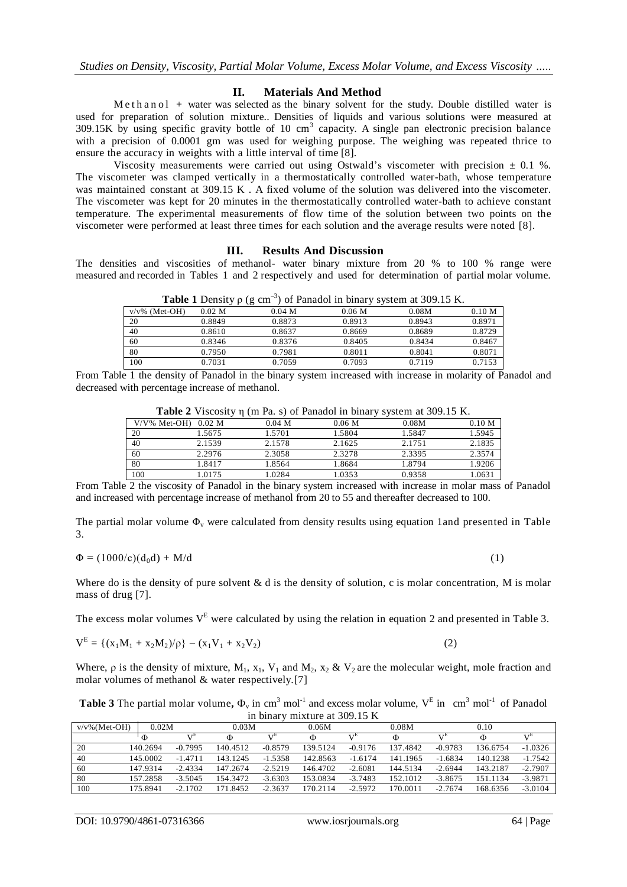## II. Materials And Method

Methanol + water was selected as the binary solvent for the study. Double distilled water is used for preparation of solution mixture.. Densities of liquids and various solutions were measured at 309.15K by using specific gravity bottle of 10 $cm^3$ capacity. A single pan electronic precision balance with a precision of 0.0001 gm was used for weighing purpose. The weighing was repeated thrice to ensure the accuracy in weights with a little interval of time [8].

Viscosity measurements were carried out using Ostwald's viscometer with precision ± 0.1 %. The viscometer was clamped vertically in a thermostatically controlled water-bath, whose temperature was maintained constant at 309.15 K . A fixed volume of the solution was delivered into the viscometer. The viscometer was kept for 20 minutes in the thermostatically controlled water-bath to achieve constant temperature. The experimental measurements of flow time of the solution between two points on the viscometer were performed at least three times for each solution and the average results were noted [8].

## III. Results And Discussion

The densities and viscosities of methanol- water binary mixture from 20 % to 100 % range were measured and recorded in Tables 1 and 2 respectively and used for determination of partial molar volume.

**Table 1** Density $\rho$ (g $cm^{-3}$) of Panadol in binary system at 309.15 K.

| v/v% (Met-OH) | 0.02 M | 0.04 M | 0.06 M | 0.08M | 0.10 M |
|---|---|---|---|---|---|
| 20 | 0.8849 | 0.8873 | 0.8913 | 0.8943 | 0.8971 |
| 40 | 0.8610 | 0.8637 | 0.8669 | 0.8689 | 0.8729 |
| 60 | 0.8346 | 0.8376 | 0.8405 | 0.8434 | 0.8467 |
| 80 | 0.7950 | 0.7981 | 0.8011 | 0.8041 | 0.8071 |
| 100 | 0.7031 | 0.7059 | 0.7093 | 0.7119 | 0.7153 |

From Table 1 the density of Panadol in the binary system increased with increase in molarity of Panadol and decreased with percentage increase of methanol.

**Table 2** Viscosity $\eta$ (m Pa. s) of Panadol in binary system at 309.15 K.

| V/V% Met-OH) | 0.02 M | 0.04 M | 0.06 M | 0.08M | 0.10 M |
|---|---|---|---|---|---|
| 20 | 1.5675 | 1.5701 | 1.5804 | 1.5847 | 1.5945 |
| 40 | 2.1539 | 2.1578 | 2.1625 | 2.1751 | 2.1835 |
| 60 | 2.2976 | 2.3058 | 2.3278 | 2.3395 | 2.3574 |
| 80 | 1.8417 | 1.8564 | 1.8684 | 1.8794 | 1.9206 |
| 100 | 1.0175 | 1.0284 | 1.0353 | 0.9358 | 1.0631 |

From Table 2 the viscosity of Panadol in the binary system increased with increase in molar mass of Panadol and increased with percentage increase of methanol from 20 to 55 and thereafter decreased to 100.

The partial molar volume $\Phi_v$ were calculated from density results using equation 1and presented in Table 3.

$$\Phi = (1000/c)(d_0 d) + M/d \qquad (1)$$

Where do is the density of pure solvent & d is the density of solution, c is molar concentration, M is molar mass of drug [7].

The excess molar volumes $V^E$ were calculated by using the relation in equation 2 and presented in Table 3.

$$V^E = \{(x_1M_1 + x_2M_2)/\rho\} - (x_1V_1 + x_2V_2) \qquad (2)$$

Where, $\rho$ is the density of mixture, $M_1$, $x_1$, $V_1$ and $M_2$, $x_2$ & $V_2$ are the molecular weight, mole fraction and molar volumes of methanol & water respectively.[7]

**Table 3** The partial molar volume, $\Phi_v$ in $cm^3$ $mol^{-1}$ and excess molar volume, $V^E$ in $cm^3$ $mol^{-1}$ of Panadol in binary mixture at 309.15 K

| v/v%(Met-OH) | 0.02M | | 0.03M | | 0.06M | | 0.08M | | 0.10 | |
|---|---|---|---|---|---|---|---|---|---|---|
| | $\Phi$ | $V^E$ | $\Phi$ | $V^E$ | $\Phi$ | $V^E$ | $\Phi$ | $V^E$ | $\Phi$ | $V^E$ |
| 20 | 140.2694 | -0.7995 | 140.4512 | -0.8579 | 139.5124 | -0.9176 | 137.4842 | -0.9783 | 136.6754 | -1.0326 |
| 40 | 145.0002 | -1.4711 | 143.1245 | -1.5358 | 142.8563 | -1.6174 | 141.1965 | -1.6834 | 140.1238 | -1.7542 |
| 60 | 147.9314 | -2.4334 | 147.2674 | -2.5219 | 146.4702 | -2.6081 | 144.5134 | -2.6944 | 143.2187 | -2.7907 |
| 80 | 157.2858 | -3.5045 | 154.3472 | -3.6303 | 153.0834 | -3.7483 | 152.1012 | -3.8675 | 151.1134 | -3.9871 |
| 100 | 175.8941 | -2.1702 | 171.8452 | -2.3637 | 170.2114 | -2.5972 | 170.0011 | -2.7674 | 168.6356 | -3.0104 |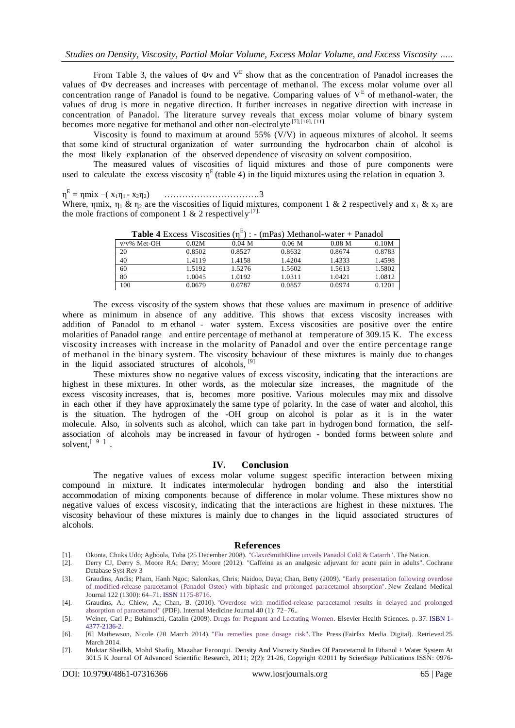From Table 3, the values of $\Phi v$ and $V^E$ show that as the concentration of Panadol increases the values of $\Phi v$ decreases and increases with percentage of methanol. The excess molar volume over all concentration range of Panadol is found to be negative. Comparing values of $V^E$ of methanol-water, the values of drug is more in negative direction. It further increases in negative direction with increase in concentration of Panadol. The literature survey reveals that excess molar volume of binary system becomes more negative for methanol and other non-electrolyte [7],[10], [11]

Viscosity is found to maximum at around 55% (V/V) in aqueous mixtures of alcohol. It seems that some kind of structural organization of water surrounding the hydrocarbon chain of alcohol is the most likely explanation of the observed dependence of viscosity on solvent composition.

The measured values of viscosities of liquid mixtures and those of pure components were used to calculate the excess viscosity $\eta^E$ (table 4) in the liquid mixtures using the relation in equation 3.

$$\eta^E = \eta mix - ( x_1\eta_1 - x_2\eta_2) \quad \ldots\ldots\ldots\ldots\ldots\ldots\ldots\ldots\ldots\ldots.3$$

Where, $\eta mix$, $\eta_1$ & $\eta_2$ are the viscosities of liquid mixtures, component 1 & 2 respectively and $x_1$ & $x_2$ are the mole fractions of component 1 & 2 respectively [7].

**Table 4** Excess Viscosities ($\eta^E$) : - (mPas) Methanol-water + Panadol

| v/v% Met-OH | 0.02M | 0.04 M | 0.06 M | 0.08 M | 0.10M |
|---|---|---|---|---|---|
| 20 | 0.8502 | 0.8527 | 0.8632 | 0.8674 | 0.8783 |
| 40 | 1.4119 | 1.4158 | 1.4204 | 1.4333 | 1.4598 |
| 60 | 1.5192 | 1.5276 | 1.5602 | 1.5613 | 1.5802 |
| 80 | 1.0045 | 1.0192 | 1.0311 | 1.0421 | 1.0812 |
| 100 | 0.0679 | 0.0787 | 0.0857 | 0.0974 | 0.1201 |

The excess viscosity of the system shows that these values are maximum in presence of additive where as minimum in absence of any additive. This shows that excess viscosity increases with addition of Panadol to m ethanol - water system. Excess viscosities are positive over the entire molarities of Panadol range and entire percentage of methanol at temperature of 309.15 K. The excess viscosity increases with increase in the molarity of Panadol and over the entire percentage range of methanol in the binary system. The viscosity behaviour of these mixtures is mainly due to changes in the liquid associated structures of alcohols, [9]

These mixtures show no negative values of excess viscosity, indicating that the interactions are highest in these mixtures. In other words, as the molecular size increases, the magnitude of the excess viscosity increases, that is, becomes more positive. Various molecules may mix and dissolve in each other if they have approximately the same type of polarity. In the case of water and alcohol, this is the situation. The hydrogen of the -OH group on alcohol is polar as it is in the water molecule. Also, in solvents such as alcohol, which can take part in hydrogen bond formation, the self-association of alcohols may be increased in favour of hydrogen - bonded forms between solute and solvent, [9] .

## IV. Conclusion

The negative values of excess molar volume suggest specific interaction between mixing compound in mixture. It indicates intermolecular hydrogen bonding and also the interstitial accommodation of mixing components because of difference in molar volume. These mixtures show no negative values of excess viscosity, indicating that the interactions are highest in these mixtures. The viscosity behaviour of these mixtures is mainly due to changes in the liquid associated structures of alcohols.

## References

- [1]. Okonta, Chuks Udo; Agboola, Toba (25 December 2008). "GlaxoSmithKline unveils Panadol Cold & Catarrh". The Nation.
- [2]. Derry CJ, Derry S, Moore RA; Derry; Moore (2012). "Caffeine as an analgesic adjuvant for acute pain in adults". Cochrane Database Syst Rev 3
- [3]. Graudins, Andis; Pham, Hanh Ngoc; Salonikas, Chris; Naidoo, Daya; Chan, Betty (2009). "Early presentation following overdose of modified-release paracetamol (Panadol Osteo) with biphasic and prolonged paracetamol absorption". New Zealand Medical Journal 122 (1300): 64–71. ISSN 1175-8716.
- [4]. Graudins, A.; Chiew, A.; Chan, B. (2010). "Overdose with modified-release paracetamol results in delayed and prolonged absorption of paracetamol" (PDF). Internal Medicine Journal 40 (1): 72–76..
- [5]. Weiner, Carl P.; Buhimschi, Catalin (2009). Drugs for Pregnant and Lactating Women. Elsevier Health Sciences. p. 37. ISBN 1-4377-2136-2.
- [6]. [6] Mathewson, Nicole (20 March 2014). "Flu remedies pose dosage risk". The Press (Fairfax Media Digital). Retrieved 25 March 2014.
- [7]. Muktar Sheilkh, Mohd Shafiq, Mazahar Farooqui. Density And Viscosity Studies Of Paracetamol In Ethanol + Water System At 301.5 K Journal Of Advanced Scientific Research, 2011; 2(2): 21-26, Copyright ©2011 by ScienSage Publications ISSN: 0976-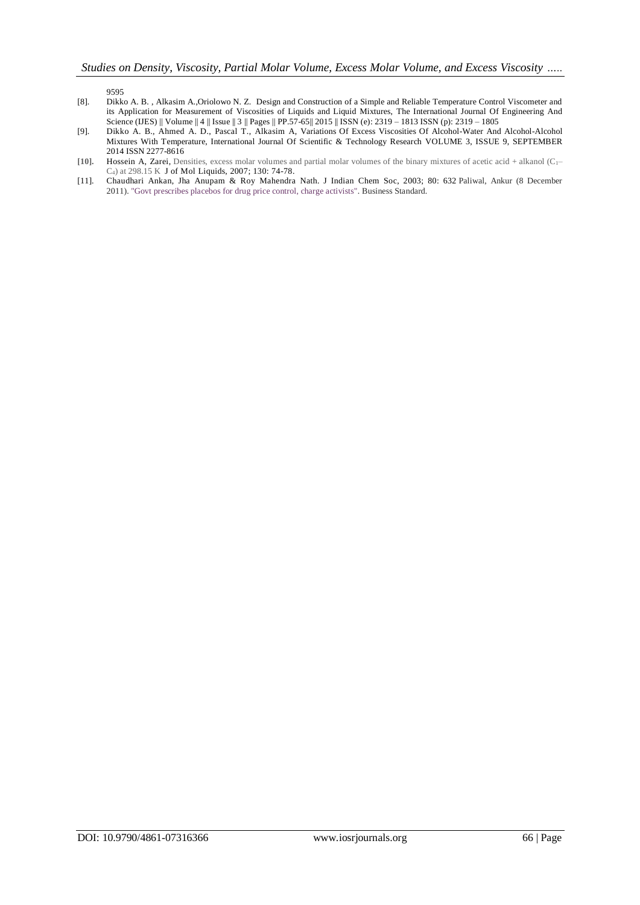9595

[8]. Dikko A. B. , Alkasim A.,Oriolowo N. Z. Design and Construction of a Simple and Reliable Temperature Control Viscometer and its Application for Measurement of Viscosities of Liquids and Liquid Mixtures, The International Journal Of Engineering And Science (IJES) || Volume || 4 || Issue || 3 || Pages || PP.57-65|| 2015 || ISSN (e): 2319 – 1813 ISSN (p): 2319 – 1805

[9]. Dikko A. B., Ahmed A. D., Pascal T., Alkasim A, Variations Of Excess Viscosities Of Alcohol-Water And Alcohol-Alcohol Mixtures With Temperature, International Journal Of Scientific & Technology Research VOLUME 3, ISSUE 9, SEPTEMBER 2014 ISSN 2277-8616

**[10].** Hossein A, Zarei, Densities, excess molar volumes and partial molar volumes of the binary mixtures of acetic acid + alkanol ($C_1$–$C_4$) at 298.15 K J of Mol Liquids, 2007; 130: 74-78.

[11]. Chaudhari Ankan, Jha Anupam & Roy Mahendra Nath. J Indian Chem Soc, 2003; 80: 632 Paliwal, Ankur (8 December 2011). "Govt prescribes placebos for drug price control, charge activists". Business Standard.